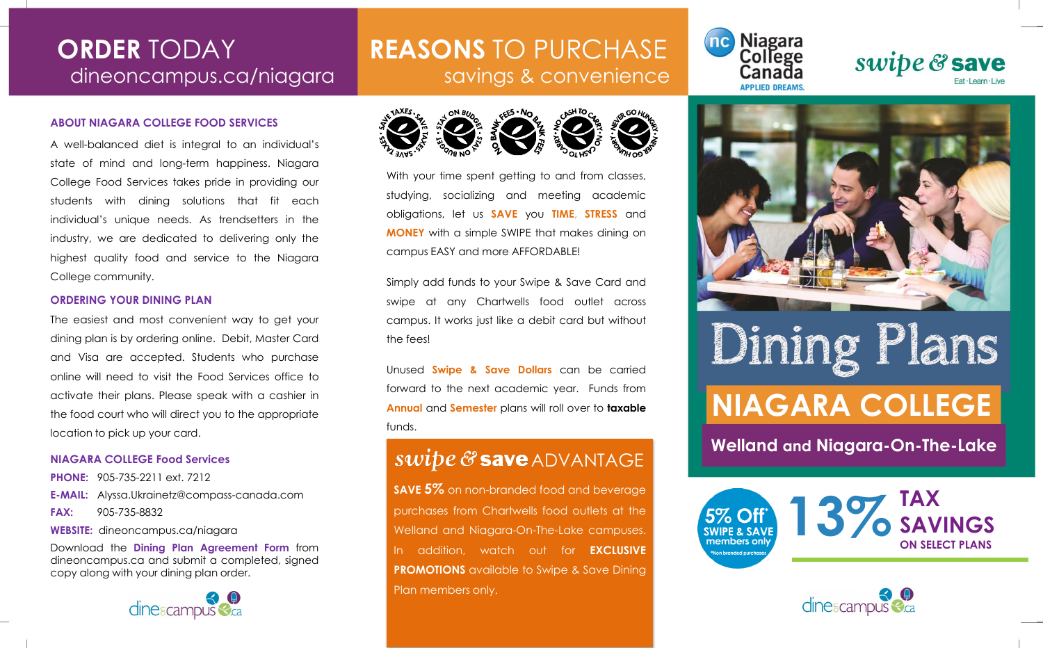# ORDER TODAY
dineoncampus.ca/niagara

### ABOUT NIAGARA COLLEGE FOOD SERVICES

A well-balanced diet is integral to an individual's state of mind and long-term happiness. Niagara College Food Services takes pride in providing our students with dining solutions that fit each individual's unique needs. As trendsetters in the industry, we are dedicated to delivering only the highest quality food and service to the Niagara College community.

### ORDERING YOUR DINING PLAN

The easiest and most convenient way to get your dining plan is by ordering online. Debit, Master Card and Visa are accepted. Students who purchase online will need to visit the Food Services office to activate their plans. Please speak with a cashier in the food court who will direct you to the appropriate location to pick up your card.

### NIAGARA COLLEGE Food Services

**PHONE:** 905-735-2211 ext. 7212
**E-MAIL:** Alyssa.Ukrainetz@compass-canada.com
**FAX:** 905-735-8832
**WEBSITE:** dineoncampus.ca/niagara

Download the **Dining Plan Agreement Form** from dineoncampus.ca and submit a completed, signed copy along with your dining plan order.

dineoncampus.ca

# REASONS TO PURCHASE
savings & convenience

SAVE TAXES · STAY ON BUDGET · NO BANK FEES · NO CASH TO CARRY · NEVER GO HUNGRY

With your time spent getting to and from classes, studying, socializing and meeting academic obligations, let us **SAVE** you **TIME**, **STRESS** and **MONEY** with a simple SWIPE that makes dining on campus EASY and more AFFORDABLE!

Simply add funds to your Swipe & Save Card and swipe at any Chartwells food outlet across campus. It works just like a debit card but without the fees!

Unused **Swipe & Save Dollars** can be carried forward to the next academic year. Funds from **Annual** and **Semester** plans will roll over to **taxable** funds.

## swipe & save ADVANTAGE

**SAVE 5%** on non-branded food and beverage purchases from Chartwells food outlets at the Welland and Niagara-On-The-Lake campuses. In addition, watch out for **EXCLUSIVE PROMOTIONS** available to Swipe & Save Dining Plan members only.

Niagara College Canada
APPLIED DREAMS.

swipe & save
Eat · Learn · Live

# Dining Plans
## NIAGARA COLLEGE
### Welland and Niagara-On-The-Lake

**5% Off*** SWIPE & SAVE members only
*Non branded purchases

**13% TAX SAVINGS** ON SELECT PLANS

dineoncampus.ca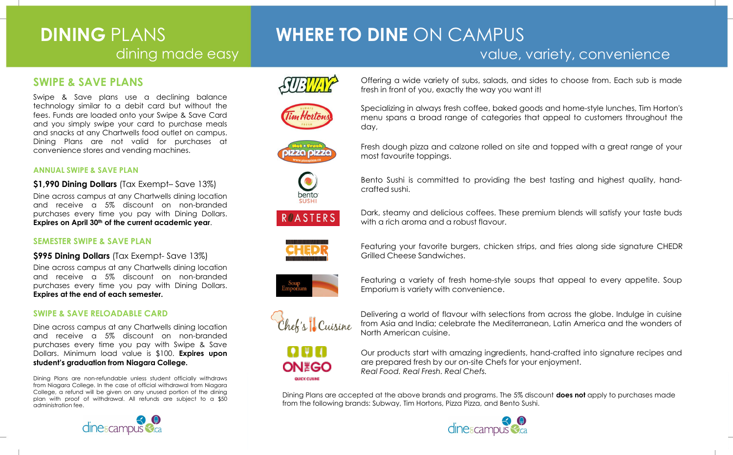# **DINING** PLANS

dining made easy

## SWIPE & SAVE PLANS

Swipe & Save plans use a declining balance technology similar to a debit card but without the fees. Funds are loaded onto your Swipe & Save Card and you simply swipe your card to purchase meals and snacks at any Chartwells food outlet on campus. Dining Plans are not valid for purchases at convenience stores and vending machines.

### ANNUAL SWIPE & SAVE PLAN

**$1,990 Dining Dollars** (Tax Exempt– Save 13%)

Dine across campus at any Chartwells dining location and receive a 5% discount on non-branded purchases every time you pay with Dining Dollars. **Expires on April 30th of the current academic year**.

### SEMESTER SWIPE & SAVE PLAN

**$995 Dining Dollars** (Tax Exempt- Save 13%)

Dine across campus at any Chartwells dining location and receive a 5% discount on non-branded purchases every time you pay with Dining Dollars. **Expires at the end of each semester.**

### SWIPE & SAVE RELOADABLE CARD

Dine across campus at any Chartwells dining location and receive a 5% discount on non-branded purchases every time you pay with Swipe & Save Dollars. Minimum load value is $100. **Expires upon student's graduation from Niagara College.**

Dining Plans are non-refundable unless student officially withdraws from Niagara College. In the case of official withdrawal from Niagara College, a refund will be given on any unused portion of the dining plan with proof of withdrawal. All refunds are subject to a $50 administration fee.

dine campus .ca

# **WHERE TO DINE** ON CAMPUS

value, variety, convenience

**SUBWAY**: Offering a wide variety of subs, salads, and sides to choose from. Each sub is made fresh in front of you, exactly the way you want it!

**Tim Hortons**: Specializing in always fresh coffee, baked goods and home-style lunches, Tim Horton's menu spans a broad range of categories that appeal to customers throughout the day,

**pizza pizza**: Fresh dough pizza and calzone rolled on site and topped with a great range of your most favourite toppings.

**bento SUSHI**: Bento Sushi is committed to providing the best tasting and highest quality, hand-crafted sushi.

**ROASTERS**: Dark, steamy and delicious coffees. These premium blends will satisfy your taste buds with a rich aroma and a robust flavour.

**CHEDR**: Featuring your favorite burgers, chicken strips, and fries along side signature CHEDR Grilled Cheese Sandwiches.

**Soup Emporium**: Featuring a variety of fresh home-style soups that appeal to every appetite. Soup Emporium is variety with convenience.

**Chef's Cuisine**: Delivering a world of flavour with selections from across the globe. Indulge in cuisine from Asia and India; celebrate the Mediterranean, Latin America and the wonders of North American cuisine.

**ON THE GO Quick Cuisine**: Our products start with amazing ingredients, hand-crafted into signature recipes and are prepared fresh by our on-site Chefs for your enjoyment.
*Real Food. Real Fresh. Real Chefs.*

Dining Plans are accepted at the above brands and programs. The 5% discount **does not** apply to purchases made from the following brands: Subway, Tim Hortons, Pizza Pizza, and Bento Sushi.

dine campus .ca